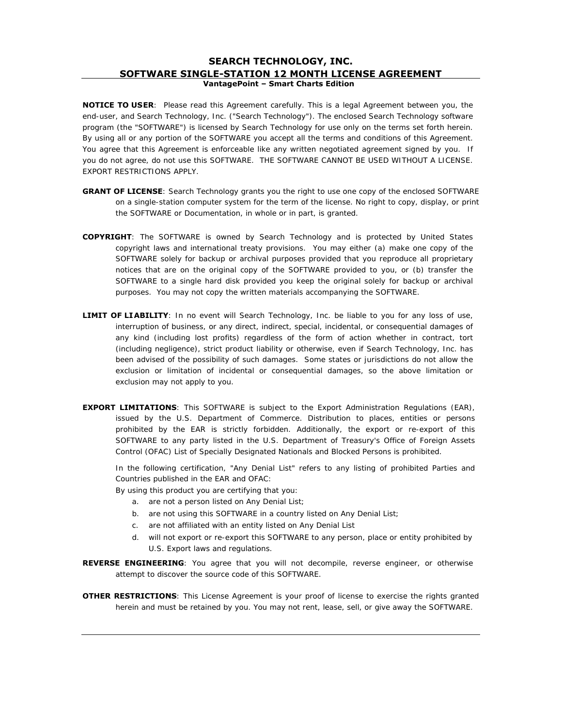# SEARCH TECHNOLOGY, INC.
## SOFTWARE SINGLE-STATION 12 MONTH LICENSE AGREEMENT
### VantagePoint – Smart Charts Edition

**NOTICE TO USER**: Please read this Agreement carefully. This is a legal Agreement between you, the end-user, and Search Technology, Inc. ("Search Technology"). The enclosed Search Technology software program (the "SOFTWARE") is licensed by Search Technology for use only on the terms set forth herein. By using all or any portion of the SOFTWARE you accept all the terms and conditions of this Agreement. You agree that this Agreement is enforceable like any written negotiated agreement signed by you. If you do not agree, do not use this SOFTWARE. THE SOFTWARE CANNOT BE USED WITHOUT A LICENSE. EXPORT RESTRICTIONS APPLY.

**GRANT OF LICENSE**: Search Technology grants you the right to use one copy of the enclosed SOFTWARE on a single-station computer system for the term of the license. No right to copy, display, or print the SOFTWARE or Documentation, in whole or in part, is granted.

**COPYRIGHT**: The SOFTWARE is owned by Search Technology and is protected by United States copyright laws and international treaty provisions. You may either (a) make one copy of the SOFTWARE solely for backup or archival purposes provided that you reproduce all proprietary notices that are on the original copy of the SOFTWARE provided to you, or (b) transfer the SOFTWARE to a single hard disk provided you keep the original solely for backup or archival purposes. You may not copy the written materials accompanying the SOFTWARE.

**LIMIT OF LIABILITY**: In no event will Search Technology, Inc. be liable to you for any loss of use, interruption of business, or any direct, indirect, special, incidental, or consequential damages of any kind (including lost profits) regardless of the form of action whether in contract, tort (including negligence), strict product liability or otherwise, even if Search Technology, Inc. has been advised of the possibility of such damages. Some states or jurisdictions do not allow the exclusion or limitation of incidental or consequential damages, so the above limitation or exclusion may not apply to you.

**EXPORT LIMITATIONS**: This SOFTWARE is subject to the Export Administration Regulations (EAR), issued by the U.S. Department of Commerce. Distribution to places, entities or persons prohibited by the EAR is strictly forbidden. Additionally, the export or re-export of this SOFTWARE to any party listed in the U.S. Department of Treasury's Office of Foreign Assets Control (OFAC) List of Specially Designated Nationals and Blocked Persons is prohibited.

In the following certification, "Any Denial List" refers to any listing of prohibited Parties and Countries published in the EAR and OFAC:

By using this product you are certifying that you:

a. are not a person listed on Any Denial List;
b. are not using this SOFTWARE in a country listed on Any Denial List;
c. are not affiliated with an entity listed on Any Denial List
d. will not export or re-export this SOFTWARE to any person, place or entity prohibited by U.S. Export laws and regulations.

**REVERSE ENGINEERING**: You agree that you will not decompile, reverse engineer, or otherwise attempt to discover the source code of this SOFTWARE.

**OTHER RESTRICTIONS**: This License Agreement is your proof of license to exercise the rights granted herein and must be retained by you. You may not rent, lease, sell, or give away the SOFTWARE.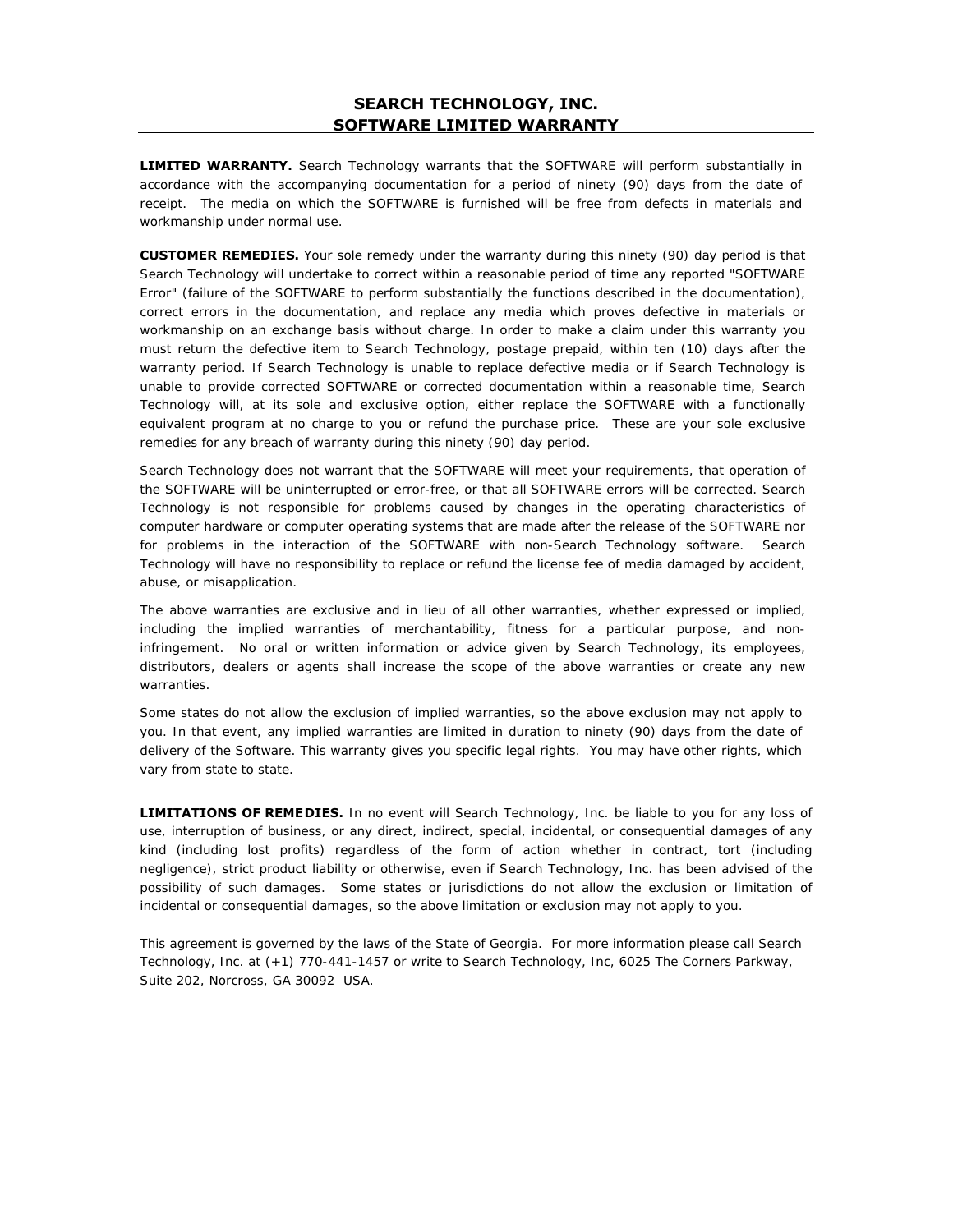# SEARCH TECHNOLOGY, INC.
# SOFTWARE LIMITED WARRANTY

**LIMITED WARRANTY.** Search Technology warrants that the SOFTWARE will perform substantially in accordance with the accompanying documentation for a period of ninety (90) days from the date of receipt. The media on which the SOFTWARE is furnished will be free from defects in materials and workmanship under normal use.

**CUSTOMER REMEDIES.** Your sole remedy under the warranty during this ninety (90) day period is that Search Technology will undertake to correct within a reasonable period of time any reported "SOFTWARE Error" (failure of the SOFTWARE to perform substantially the functions described in the documentation), correct errors in the documentation, and replace any media which proves defective in materials or workmanship on an exchange basis without charge. In order to make a claim under this warranty you must return the defective item to Search Technology, postage prepaid, within ten (10) days after the warranty period. If Search Technology is unable to replace defective media or if Search Technology is unable to provide corrected SOFTWARE or corrected documentation within a reasonable time, Search Technology will, at its sole and exclusive option, either replace the SOFTWARE with a functionally equivalent program at no charge to you or refund the purchase price. These are your sole exclusive remedies for any breach of warranty during this ninety (90) day period.

Search Technology does not warrant that the SOFTWARE will meet your requirements, that operation of the SOFTWARE will be uninterrupted or error-free, or that all SOFTWARE errors will be corrected. Search Technology is not responsible for problems caused by changes in the operating characteristics of computer hardware or computer operating systems that are made after the release of the SOFTWARE nor for problems in the interaction of the SOFTWARE with non-Search Technology software. Search Technology will have no responsibility to replace or refund the license fee of media damaged by accident, abuse, or misapplication.

The above warranties are exclusive and in lieu of all other warranties, whether expressed or implied, including the implied warranties of merchantability, fitness for a particular purpose, and non-infringement. No oral or written information or advice given by Search Technology, its employees, distributors, dealers or agents shall increase the scope of the above warranties or create any new warranties.

Some states do not allow the exclusion of implied warranties, so the above exclusion may not apply to you. In that event, any implied warranties are limited in duration to ninety (90) days from the date of delivery of the Software. This warranty gives you specific legal rights. You may have other rights, which vary from state to state.

**LIMITATIONS OF REMEDIES.** In no event will Search Technology, Inc. be liable to you for any loss of use, interruption of business, or any direct, indirect, special, incidental, or consequential damages of any kind (including lost profits) regardless of the form of action whether in contract, tort (including negligence), strict product liability or otherwise, even if Search Technology, Inc. has been advised of the possibility of such damages. Some states or jurisdictions do not allow the exclusion or limitation of incidental or consequential damages, so the above limitation or exclusion may not apply to you.

This agreement is governed by the laws of the State of Georgia. For more information please call Search Technology, Inc. at (+1) 770-441-1457 or write to Search Technology, Inc, 6025 The Corners Parkway, Suite 202, Norcross, GA 30092 USA.